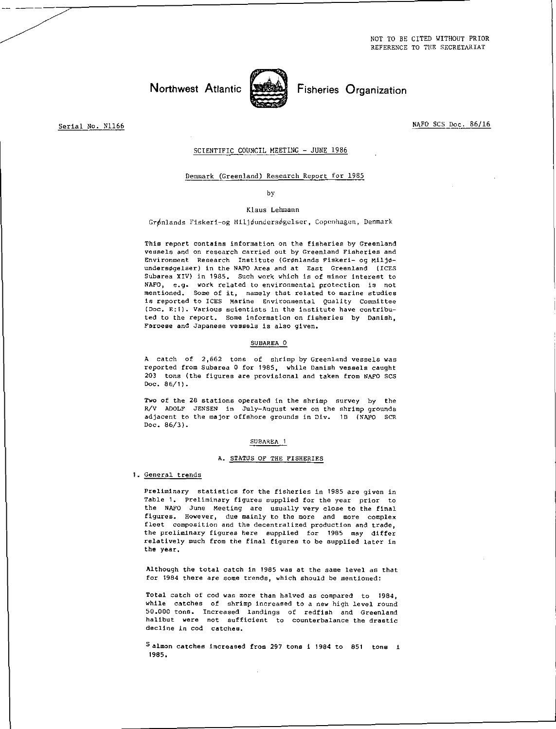NOT TO BE CITED WITHOUT PRIOR REFERENCE TO THE SECRETARIAT

Northwest Atlantic Fisheries Organization

Serial No. N1166

NAFO SCS Doc. 86/16

SCIENTIFIC COUNCIL MEETING - JUNE 1986

# Denmark (Greenland) Research Report for 1985

by

Klaus Lehmann

Grønlands Fiskeri-og Miljøundersøgelser, Copenhagen, Denmark

This report contains information on the fisheries by Greenland vessels and on research carried out by Greenland Fisheries and Environment Research Institute (Grønlands Fiskeri- og Miljøundersøgelser) in the NAFO Area and at East Greenland (ICES Subarea XIV) in 1985. Such work which is of minor interest to NAFO, e.g. work related to environmental protection is not mentioned. Some of it, namely that related to marine studies is reported to ICES Marine Environmental Quality Committee (Doc. E:1). Various scientists in the institute have contributed to the report. Some information on fisheries by Danish, Faroese and Japanese vessels is also given.

## SUBAREA 0

A catch of 2,662 tons of shrimp by Greenland vessels was reported from Subarea 0 for 1985, while Danish vessels caught 203 tons (the figures are provisional and taken from NAFO SCS Doc. 86/1).

Two of the 28 stations operated in the shrimp survey by the R/V ADOLF JENSEN in July-August were on the shrimp grounds adjacent to the major offshore grounds in Div. 1B (NAFO SCR Doc. 86/3).

## SUBAREA 1

### A. STATUS OF THE FISHERIES

#### 1. General trends

Preliminary statistics for the fisheries in 1985 are given in Table 1. Preliminary figures supplied for the year prior to the NAFO June Meeting are usually very close to the final figures. However, due mainly to the more and more complex fleet composition and the decentralized production and trade, the preliminary figures here supplied for 1985 may differ relatively much from the final figures to be supplied later in the year.

Although the total catch in 1985 was at the same level as that for 1984 there are some trends, which should be mentioned:

Total catch of cod was more than halved as compared to 1984, while catches of shrimp increased to a new high level round 50.000 tons. Increased landings of redfish and Greenland halibut were not sufficient to counterbalance the drastic decline in cod catches.

Salmon catches increased from 297 tons i 1984 to 851 tons i 1985.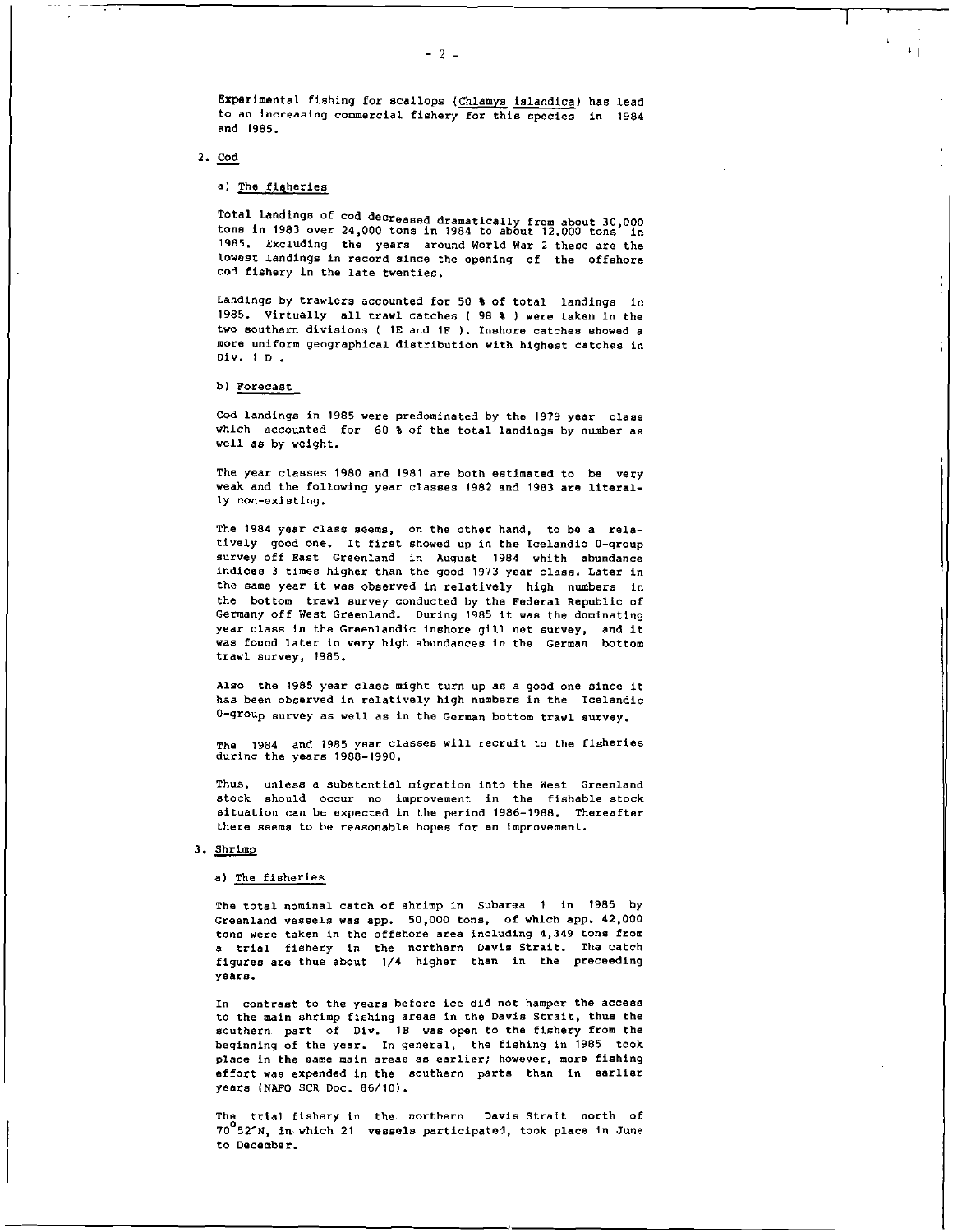Experimental fishing for scallops (Chlamys islandica) has lead to an increasing commercial fishery for this species in 1984 and 1985.

## 2. Cod

### a) The fisheries

Total landings of cod decreased dramatically from about 30,000 tons in 1983 over 24,000 tons in 1984 to about 12.000 tons in 1985. Excluding the years around World War 2 these are the lowest landings in record since the opening of the offshore cod fishery in the late twenties.

Landings by trawlers accounted for 50 % of total landings in 1985. Virtually all trawl catches ( 98 % ) were taken in the two southern divisions ( 1E and 1F ). Inshore catches showed a more uniform geographical distribution with highest catches in Div. 1 D .

### b) Forecast

Cod landings in 1985 were predominated by the 1979 year class which accounted for 60 % of the total landings by number as well as by weight.

The year classes 1980 and 1981 are both estimated to be very weak and the following year classes 1982 and 1983 are literally non-existing.

The 1984 year class seems, on the other hand, to be a relatively good one. It first showed up in the Icelandic 0-group survey off East Greenland in August 1984 whith abundance indices 3 times higher than the good 1973 year class. Later in the same year it was observed in relatively high numbers in the bottom trawl survey conducted by the Federal Republic of Germany off West Greenland. During 1985 it was the dominating year class in the Greenlandic inshore gill net survey, and it was found later in very high abundances in the German bottom trawl survey, 1985.

Also the 1985 year class might turn up as a good one since it has been observed in relatively high numbers in the Icelandic 0-group survey as well as in the German bottom trawl survey.

The 1984 and 1985 year classes will recruit to the fisheries during the years 1988-1990.

Thus, unless a substantial migration into the West Greenland stock should occur no improvement in the fishable stock situation can be expected in the period 1986-1988. Thereafter there seems to be reasonable hopes for an improvement.

## 3. Shrimp

### a) The fisheries

The total nominal catch of shrimp in Subarea 1 in 1985 by Greenland vessels was app. 50,000 tons, of which app. 42,000 tons were taken in the offshore area including 4,349 tons from a trial fishery in the northern Davis Strait. The catch figures are thus about 1/4 higher than in the preceeding years.

In contrast to the years before ice did not hamper the access to the main shrimp fishing areas in the Davis Strait, thus the southern part of Div. 1B was open to the fishery from the beginning of the year. In general, the fishing in 1985 took place in the same main areas as earlier; however, more fishing effort was expended in the southern parts than in earlier years (NAFO SCR Doc. 86/10).

The trial fishery in the northern Davis Strait north of 70°52'N, in which 21 vessels participated, took place in June to December.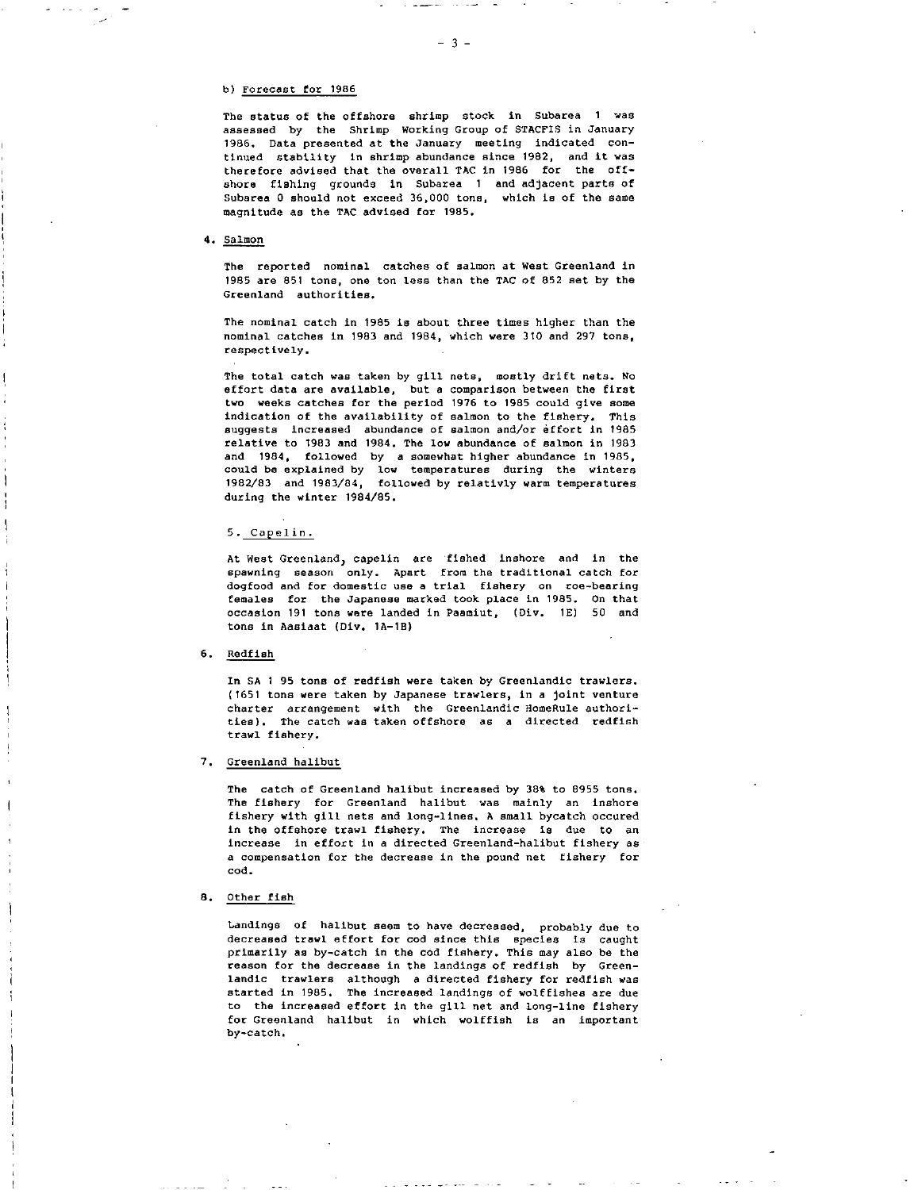b) Forecast for 1986

The status of the offshore shrimp stock in Subarea 1 was assessed by the Shrimp Working Group of STACFIS in January 1986. Data presented at the January meeting indicated continued stability in shrimp abundance since 1982, and it was therefore advised that the overall TAC in 1986 for the offshore fishing grounds in Subarea 1 and adjacent parts of Subarea 0 should not exceed 36,000 tons, which is of the same magnitude as the TAC advised for 1985.

4. Salmon

The reported nominal catches of salmon at West Greenland in 1985 are 851 tons, one ton less than the TAC of 852 set by the Greenland authorities.

The nominal catch in 1985 is about three times higher than the nominal catches in 1983 and 1984, which were 310 and 297 tons, respectively.

The total catch was taken by gill nets, mostly drift nets. No effort data are available, but a comparison between the first two weeks catches for the period 1976 to 1985 could give some indication of the availability of salmon to the fishery. This suggests increased abundance of salmon and/or effort in 1985 relative to 1983 and 1984. The low abundance of salmon in 1983 and 1984, followed by a somewhat higher abundance in 1985, could be explained by low temperatures during the winters 1982/83 and 1983/84, followed by relativly warm temperatures during the winter 1984/85.

5. Capelin.

At West Greenland, capelin are fished inshore and in the spawning season only. Apart from the traditional catch for dogfood and for domestic use a trial fishery on roe-bearing females for the Japanese marked took place in 1985. On that occasion 191 tons were landed in Paamiut, (Div. 1E) 50 and tons in Aasiaat (Div. 1A-1B)

6. Redfish

In SA 1 95 tons of redfish were taken by Greenlandic trawlers. (1651 tons were taken by Japanese trawlers, in a joint venture charter arrangement with the Greenlandic HomeRule authorities). The catch was taken offshore as a directed redfish trawl fishery.

7. Greenland halibut

The catch of Greenland halibut increased by 38% to 8955 tons. The fishery for Greenland halibut was mainly an inshore fishery with gill nets and long-lines. A small bycatch occured in the offshore trawl fishery. The increase is due to an increase in effort in a directed Greenland-halibut fishery as a compensation for the decrease in the pound net fishery for cod.

8. Other fish

Landings of halibut seem to have decreased, probably due to decreased trawl effort for cod since this species is caught primarily as by-catch in the cod fishery. This may also be the reason for the decrease in the landings of redfish by Greenlandic trawlers although a directed fishery for redfish was started in 1985. The increased landings of wolffishes are due to the increased effort in the gill net and long-line fishery for Greenland halibut in which wolffish is an important by-catch.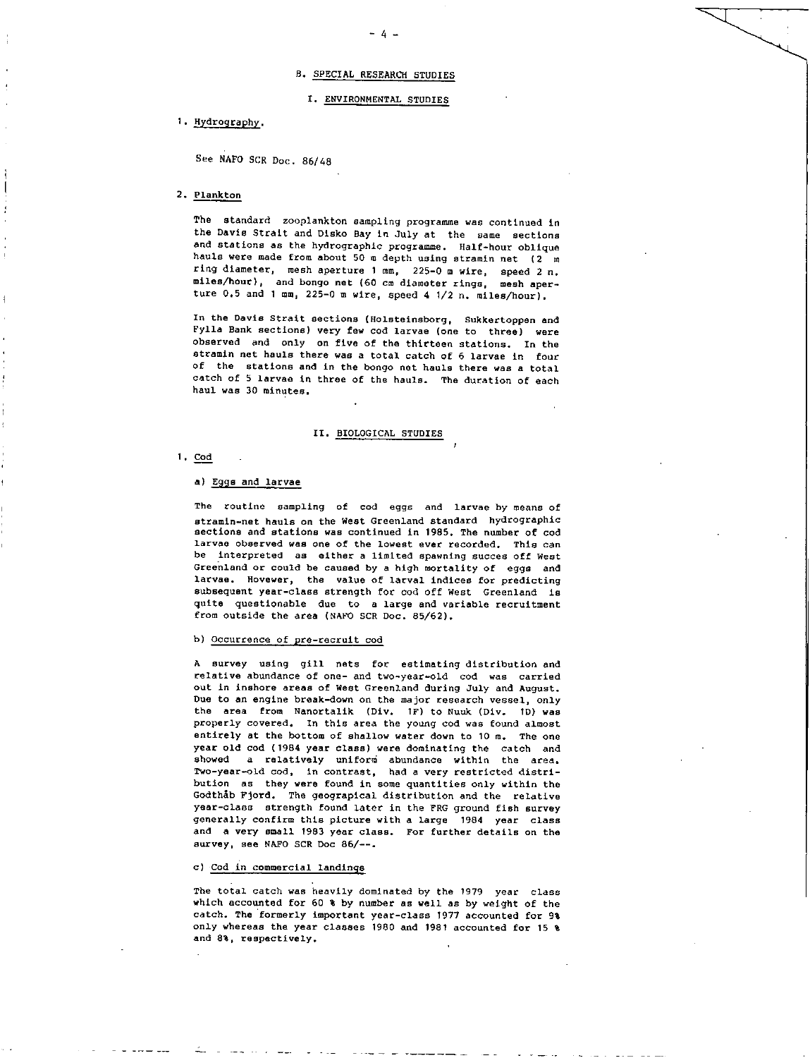## B. SPECIAL RESEARCH STUDIES

### I. ENVIRONMENTAL STUDIES

#### 1. Hydrography.

See NAFO SCR Doc. 86/48

#### 2. Plankton

The standard zooplankton sampling programme was continued in the Davis Strait and Disko Bay in July at the same sections and stations as the hydrographic programme. Half-hour oblique hauls were made from about 50 m depth using stramin net (2 m ring diameter, mesh aperture 1 mm, 225-0 m wire, speed 2 n. miles/hour), and bongo net (60 cm diameter rings, mesh aperture 0.5 and 1 mm, 225-0 m wire, speed 4 1/2 n. miles/hour).

In the Davis Strait sections (Holsteinsborg, Sukkertoppen and Fylla Bank sections) very few cod larvae (one to three) were observed and only on five of the thirteen stations. In the stramin net hauls there was a total catch of 6 larvae in four of the stations and in the bongo net hauls there was a total catch of 5 larvae in three of the hauls. The duration of each haul was 30 minutes.

### II. BIOLOGICAL STUDIES

#### 1. Cod

##### a) Eggs and larvae

The routine sampling of cod eggs and larvae by means of stramin-net hauls on the West Greenland standard hydrographic sections and stations was continued in 1985. The number of cod larvae observed was one of the lowest ever recorded. This can be interpreted as either a limited spawning succes off West Greenland or could be caused by a high mortality of eggs and larvae. However, the value of larval indices for predicting subsequent year-class strength for cod off West Greenland is quite questionable due to a large and variable recruitment from outside the area (NAFO SCR Doc. 85/62).

##### b) Occurrence of pre-recruit cod

A survey using gill nets for estimating distribution and relative abundance of one- and two-year-old cod was carried out in inshore areas of West Greenland during July and August. Due to an engine break-down on the major research vessel, only the area from Nanortalik (Div. 1F) to Nuuk (Div. 1D) was properly covered. In this area the young cod was found almost entirely at the bottom of shallow water down to 10 m. The one year old cod (1984 year class) were dominating the catch and showed a relatively uniform abundance within the area. Two-year-old cod, in contrast, had a very restricted distribution as they were found in some quantities only within the Godthåb Fjord. The geograpical distribution and the relative year-class strength found later in the FRG ground fish survey generally confirm this picture with a large 1984 year class and a very small 1983 year class. For further details on the survey, see NAFO SCR Doc 86/--.

##### c) Cod in commercial landings

The total catch was heavily dominated by the 1979 year class which accounted for 60 % by number as well as by weight of the catch. The formerly important year-class 1977 accounted for 9% only whereas the year classes 1980 and 1981 accounted for 15 % and 8%, respectively.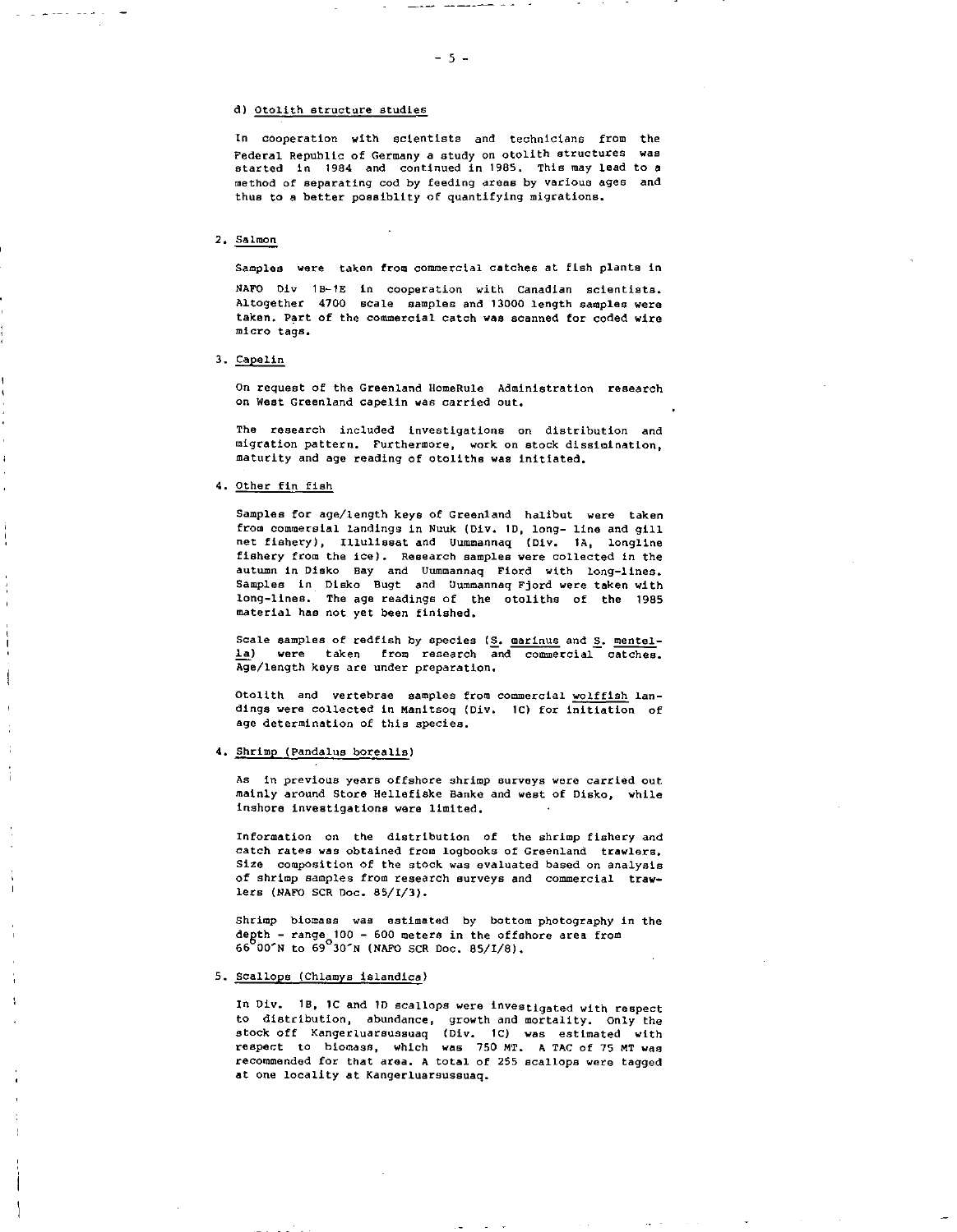d) Otolith structure studies

In cooperation with scientists and technicians from the Federal Republic of Germany a study on otolith structures was started in 1984 and continued in 1985. This may lead to a method of separating cod by feeding areas by various ages and thus to a better possiblity of quantifying migrations.

2. Salmon

Samples were taken from commercial catches at fish plants in NAFO Div 1B-1E in cooperation with Canadian scientists. Altogether 4700 scale samples and 13000 length samples were taken. Part of the commercial catch was scanned for coded wire micro tags.

3. Capelin

On request of the Greenland HomeRule Administration research on West Greenland capelin was carried out.

The research included investigations on distribution and migration pattern. Furthermore, work on stock dissimination, maturity and age reading of otoliths was initiated.

4. Other fin fish

Samples for age/length keys of Greenland halibut were taken from commersial landings in Nuuk (Div. 1D, long- line and gill net fishery), Illulissat and Uummannaq (Div. 1A, longline fishery from the ice). Research samples were collected in the autumn in Disko Bay and Uummannaq Fiord with long-lines. Samples in Disko Bugt and Uummannaq Fjord were taken with long-lines. The age readings of the otoliths of the 1985 material has not yet been finished.

Scale samples of redfish by species (S. marinus and S. mentella) were taken from research and commercial catches. Age/length keys are under preparation.

Otolith and vertebrae samples from commercial wolffish landings were collected in Manitsoq (Div. 1C) for initiation of age determination of this species.

4. Shrimp (Pandalus borealis)

As in previous years offshore shrimp surveys were carried out mainly around Store Hellefiske Banke and west of Disko, while inshore investigations were limited.

Information on the distribution of the shrimp fishery and catch rates was obtained from logbooks of Greenland trawlers. Size composition of the stock was evaluated based on analysis of shrimp samples from research surveys and commercial trawlers (NAFO SCR Doc. 85/I/3).

Shrimp biomass was estimated by bottom photography in the depth - range 100 - 600 meters in the offshore area from 66°00'N to 69°30'N (NAFO SCR Doc. 85/I/8).

5. Scallops (Chlamys islandica)

In Div. 1B, 1C and 1D scallops were investigated with respect to distribution, abundance, growth and mortality. Only the stock off Kangerluarsussuaq (Div. 1C) was estimated with respect to biomass, which was 750 MT. A TAC of 75 MT was recommended for that area. A total of 255 scallops were tagged at one locality at Kangerluarsussuaq.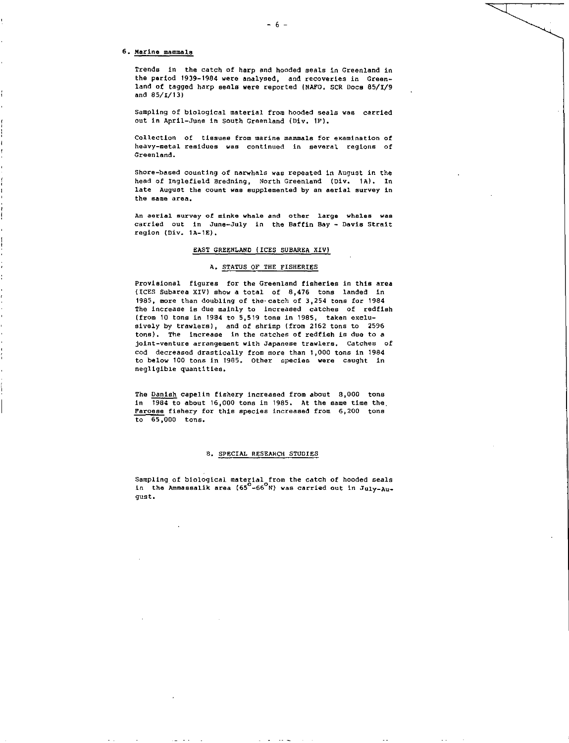## 6. Marine mammals

Trends in the catch of harp and hooded seals in Greenland in the period 1939-1984 were analysed, and recoveries in Greenland of tagged harp seals were reported (NAFO. SCR Docs 85/I/9 and 85/I/13)

Sampling of biological material from hooded seals was carried out in April-June in South Greenland (Div. 1F).

Collection of tissues from marine mammals for examination of heavy-metal residues was continued in several regions of Greenland.

Shore-based counting of narwhals was repeated in August in the head of Inglefield Bredning, North Greenland (Div. 1A). In late August the count was supplemented by an aerial survey in the same area.

An aerial survey of minke whale and other large whales was carried out in June-July in the Baffin Bay - Davis Strait region (Div. 1A-1E).

# EAST GREENLAND (ICES SUBAREA XIV)

## A. STATUS OF THE FISHERIES

Provisional figures for the Greenland fisheries in this area (ICES Subarea XIV) show a total of 8,476 tons landed in 1985, more than doubling of the catch of 3,254 tons for 1984 The increase is due mainly to increased catches of redfish (from 10 tons in 1984 to 5,519 tons in 1985, taken exclusively by trawlers), and of shrimp (from 2162 tons to 2596 tons). The increase in the catches of redfish is due to a joint-venture arrangement with Japanese trawlers. Catches of cod decreased drastically from more than 1,000 tons in 1984 to below 100 tons in 1985. Other species were caught in negligible quantities.

The Danish capelin fishery increased from about 8,000 tons in 1984 to about 16,000 tons in 1985. At the same time the Faroese fishery for this species increased from 6,200 tons to 65,000 tons.

## B. SPECIAL RESEARCH STUDIES

Sampling of biological material from the catch of hooded seals in the Ammassalik area ($65^{\circ}$-$66^{\circ}$N) was carried out in July-August.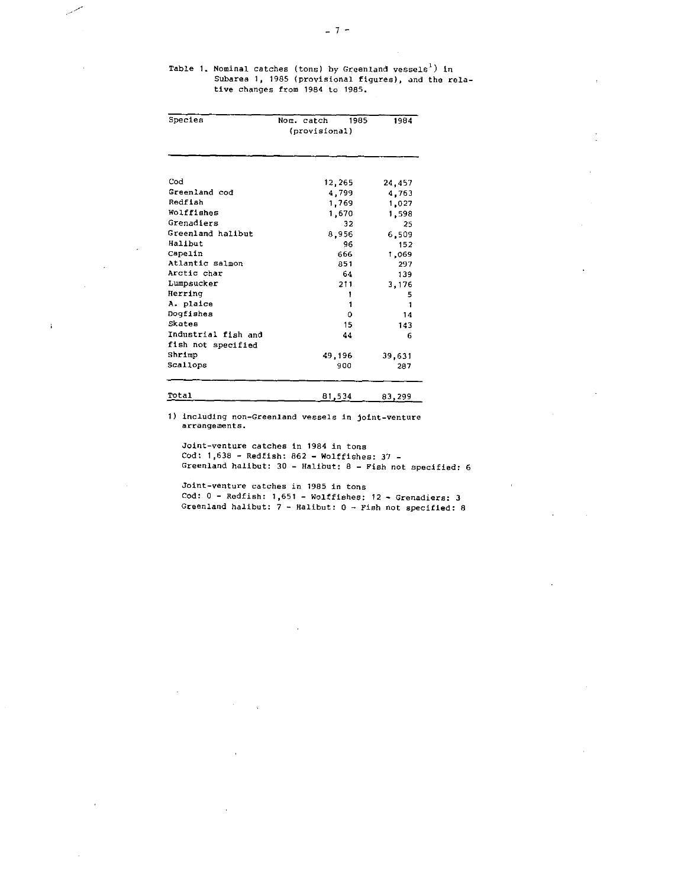Table 1. Nominal catches (tons) by Greenland vessels[1]) in Subarea 1, 1985 (provisional figures), and the relative changes from 1984 to 1985.

| Species | Nom. catch 1985 (provisional) | 1984 |
|---|---|---|
| Cod | 12,265 | 24,457 |
| Greenland cod | 4,799 | 4,763 |
| Redfish | 1,769 | 1,027 |
| Wolffishes | 1,670 | 1,598 |
| Grenadiers | 32 | 25 |
| Greenland halibut | 8,956 | 6,509 |
| Halibut | 96 | 152 |
| Capelin | 666 | 1,069 |
| Atlantic salmon | 851 | 297 |
| Arctic char | 64 | 139 |
| Lumpsucker | 211 | 3,176 |
| Herring | 1 | 5 |
| A. plaice | 1 | 1 |
| Dogfishes | 0 | 14 |
| Skates | 15 | 143 |
| Industrial fish and fish not specified | 44 | 6 |
| Shrimp | 49,196 | 39,631 |
| Scallops | 900 | 287 |
| Total | 81,534 | 83,299 |

1) including non-Greenland vessels in joint-venture arrangements.

Joint-venture catches in 1984 in tons
Cod: 1,638 - Redfish: 862 - Wolffishes: 37 -
Greenland halibut: 30 - Halibut: 8 - Fish not specified: 6

Joint-venture catches in 1985 in tons
Cod: 0 - Redfish: 1,651 - Wolffishes: 12 - Grenadiers: 3
Greenland halibut: 7 - Halibut: 0 - Fish not specified: 8